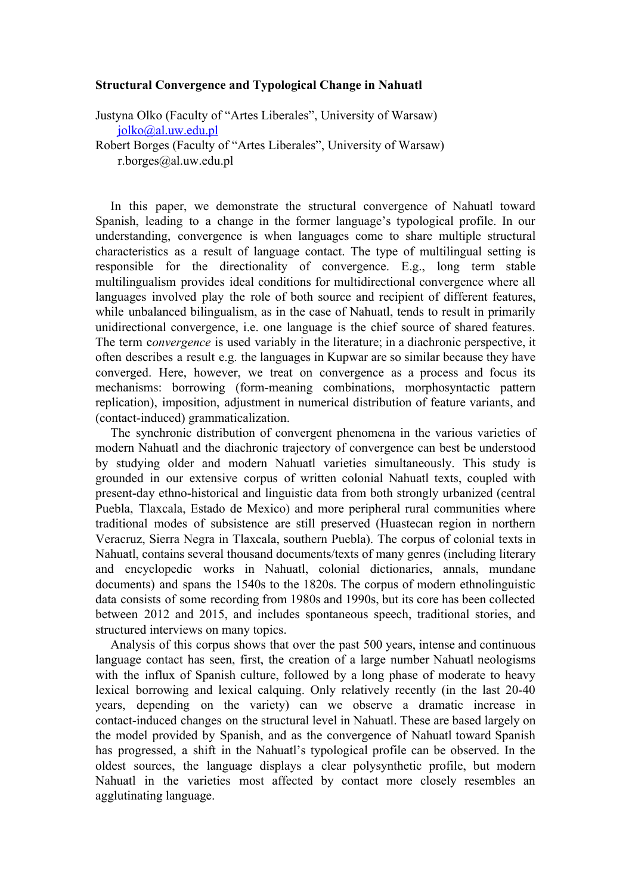**Structural Convergence and Typological Change in Nahuatl**

Justyna Olko (Faculty of "Artes Liberales", University of Warsaw)
jolko@al.uw.edu.pl

Robert Borges (Faculty of "Artes Liberales", University of Warsaw)
r.borges@al.uw.edu.pl

In this paper, we demonstrate the structural convergence of Nahuatl toward Spanish, leading to a change in the former language's typological profile. In our understanding, convergence is when languages come to share multiple structural characteristics as a result of language contact. The type of multilingual setting is responsible for the directionality of convergence. E.g., long term stable multilingualism provides ideal conditions for multidirectional convergence where all languages involved play the role of both source and recipient of different features, while unbalanced bilingualism, as in the case of Nahuatl, tends to result in primarily unidirectional convergence, i.e. one language is the chief source of shared features. The term c*onvergence* is used variably in the literature; in a diachronic perspective, it often describes a result e.g. the languages in Kupwar are so similar because they have converged. Here, however, we treat on convergence as a process and focus its mechanisms: borrowing (form-meaning combinations, morphosyntactic pattern replication), imposition, adjustment in numerical distribution of feature variants, and (contact-induced) grammaticalization.

The synchronic distribution of convergent phenomena in the various varieties of modern Nahuatl and the diachronic trajectory of convergence can best be understood by studying older and modern Nahuatl varieties simultaneously. This study is grounded in our extensive corpus of written colonial Nahuatl texts, coupled with present-day ethno-historical and linguistic data from both strongly urbanized (central Puebla, Tlaxcala, Estado de Mexico) and more peripheral rural communities where traditional modes of subsistence are still preserved (Huastecan region in northern Veracruz, Sierra Negra in Tlaxcala, southern Puebla). The corpus of colonial texts in Nahuatl, contains several thousand documents/texts of many genres (including literary and encyclopedic works in Nahuatl, colonial dictionaries, annals, mundane documents) and spans the 1540s to the 1820s. The corpus of modern ethnolinguistic data consists of some recording from 1980s and 1990s, but its core has been collected between 2012 and 2015, and includes spontaneous speech, traditional stories, and structured interviews on many topics.

Analysis of this corpus shows that over the past 500 years, intense and continuous language contact has seen, first, the creation of a large number Nahuatl neologisms with the influx of Spanish culture, followed by a long phase of moderate to heavy lexical borrowing and lexical calquing. Only relatively recently (in the last 20-40 years, depending on the variety) can we observe a dramatic increase in contact-induced changes on the structural level in Nahuatl. These are based largely on the model provided by Spanish, and as the convergence of Nahuatl toward Spanish has progressed, a shift in the Nahuatl's typological profile can be observed. In the oldest sources, the language displays a clear polysynthetic profile, but modern Nahuatl in the varieties most affected by contact more closely resembles an agglutinating language.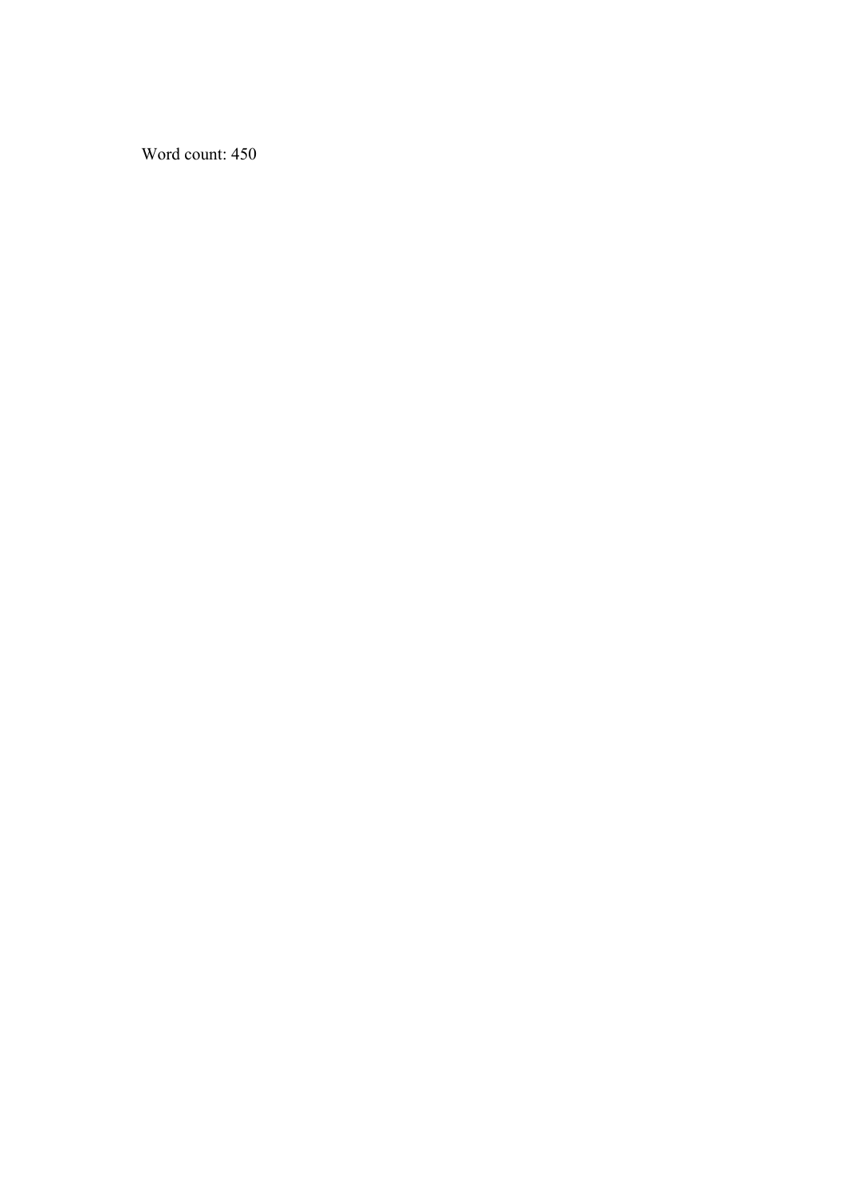Word count: 450